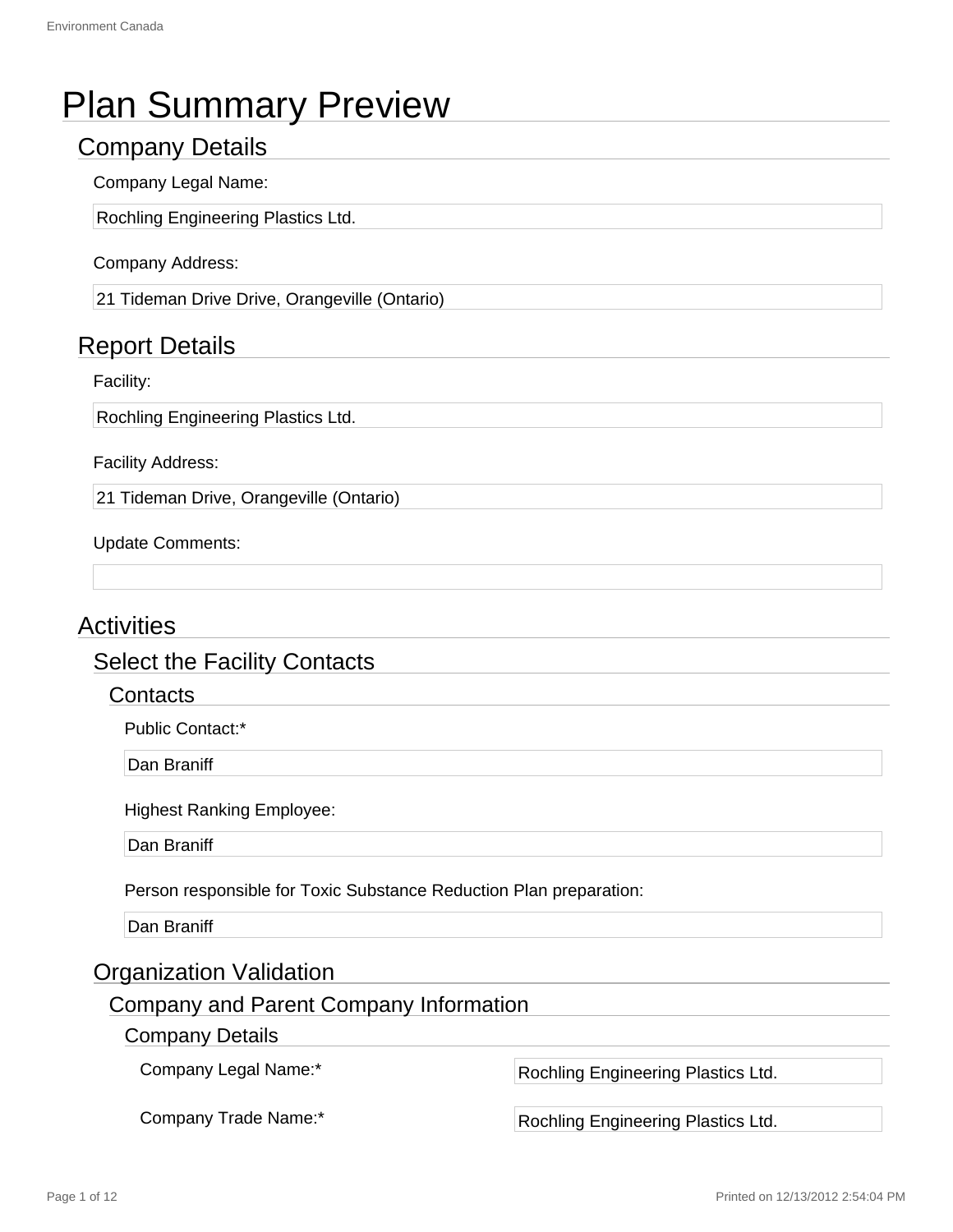# Plan Summary Preview

## Company Details

Company Legal Name:

Rochling Engineering Plastics Ltd.

Company Address:

21 Tideman Drive Drive, Orangeville (Ontario)

## Report Details

Facility:

Rochling Engineering Plastics Ltd.

Facility Address:

21 Tideman Drive, Orangeville (Ontario)

Update Comments:

## Activities

### Select the Facility Contacts

#### Contacts

Public Contact:*

Dan Braniff

Highest Ranking Employee:

Dan Braniff

Person responsible for Toxic Substance Reduction Plan preparation:

Dan Braniff

### Organization Validation

#### Company and Parent Company Information

##### Company Details

| | |
|---|---|
| Company Legal Name:* | Rochling Engineering Plastics Ltd. |
| Company Trade Name:* | Rochling Engineering Plastics Ltd. |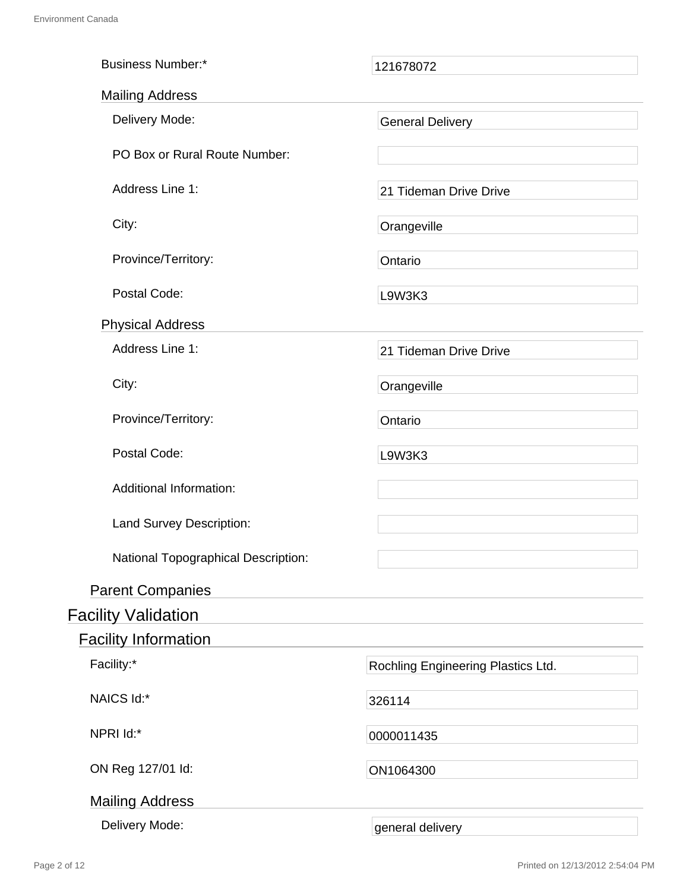Business Number:* 121678072

### Mailing Address

Delivery Mode: General Delivery

PO Box or Rural Route Number:

Address Line 1: 21 Tideman Drive Drive

City: Orangeville

Province/Territory: Ontario

Postal Code: L9W3K3

### Physical Address

Address Line 1: 21 Tideman Drive Drive

City: Orangeville

Province/Territory: Ontario

Postal Code: L9W3K3

Additional Information:

Land Survey Description:

National Topographical Description:

### Parent Companies

# Facility Validation

## Facility Information

Facility:* Rochling Engineering Plastics Ltd.

NAICS Id:* 326114

NPRI Id:* 0000011435

ON Reg 127/01 Id: ON1064300

### Mailing Address

Delivery Mode: general delivery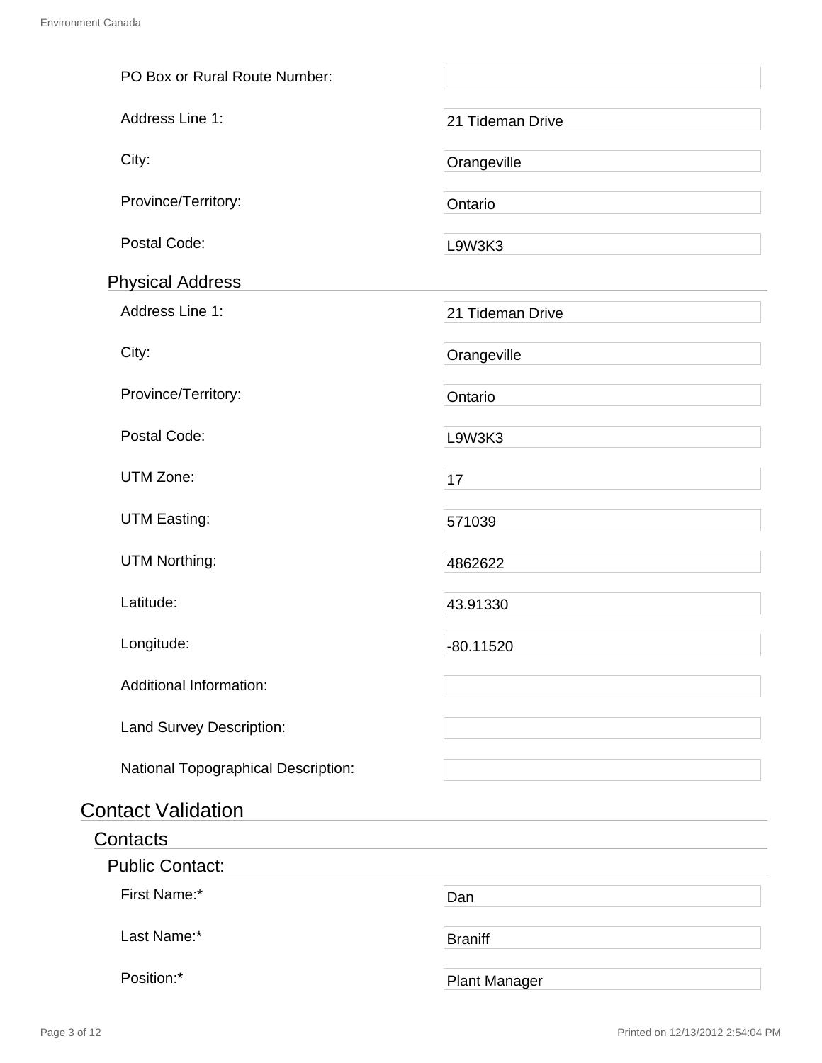| | |
|---|---|
| PO Box or Rural Route Number: | |
| Address Line 1: | 21 Tideman Drive |
| City: | Orangeville |
| Province/Territory: | Ontario |
| Postal Code: | L9W3K3 |

### Physical Address

| | |
|---|---|
| Address Line 1: | 21 Tideman Drive |
| City: | Orangeville |
| Province/Territory: | Ontario |
| Postal Code: | L9W3K3 |
| UTM Zone: | 17 |
| UTM Easting: | 571039 |
| UTM Northing: | 4862622 |
| Latitude: | 43.91330 |
| Longitude: | -80.11520 |
| Additional Information: | |
| Land Survey Description: | |
| National Topographical Description: | |

# Contact Validation

## Contacts

### Public Contact:

| | |
|---|---|
| First Name:* | Dan |
| Last Name:* | Braniff |
| Position:* | Plant Manager |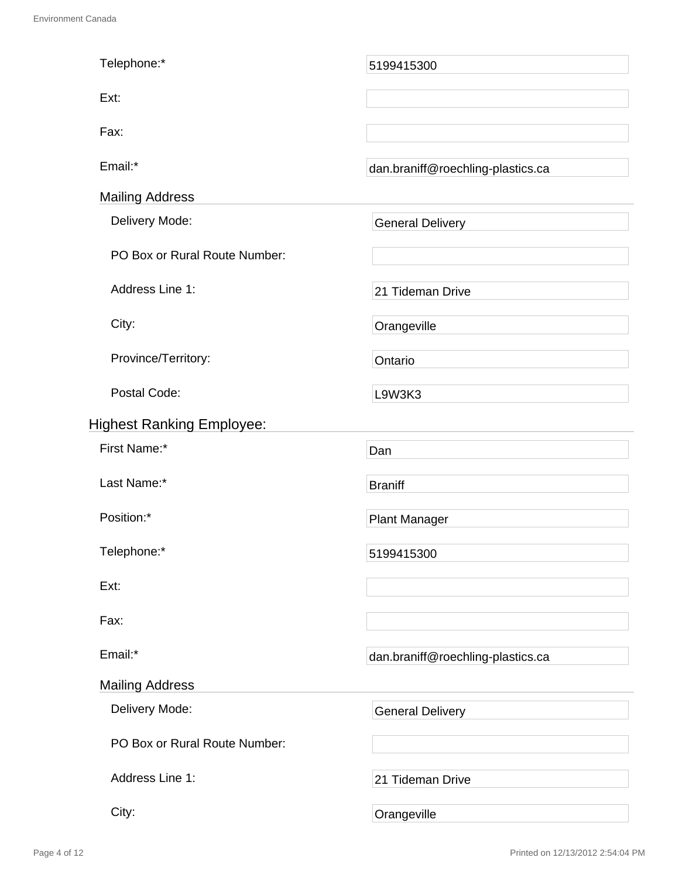| | |
|---|---|
| Telephone:* | 5199415300 |
| Ext: | |
| Fax: | |
| Email:* | dan.braniff@roechling-plastics.ca |

**Mailing Address**

| | |
|---|---|
| Delivery Mode: | General Delivery |
| PO Box or Rural Route Number: | |
| Address Line 1: | 21 Tideman Drive |
| City: | Orangeville |
| Province/Territory: | Ontario |
| Postal Code: | L9W3K3 |

## Highest Ranking Employee:

| | |
|---|---|
| First Name:* | Dan |
| Last Name:* | Braniff |
| Position:* | Plant Manager |
| Telephone:* | 5199415300 |
| Ext: | |
| Fax: | |
| Email:* | dan.braniff@roechling-plastics.ca |

**Mailing Address**

| | |
|---|---|
| Delivery Mode: | General Delivery |
| PO Box or Rural Route Number: | |
| Address Line 1: | 21 Tideman Drive |
| City: | Orangeville |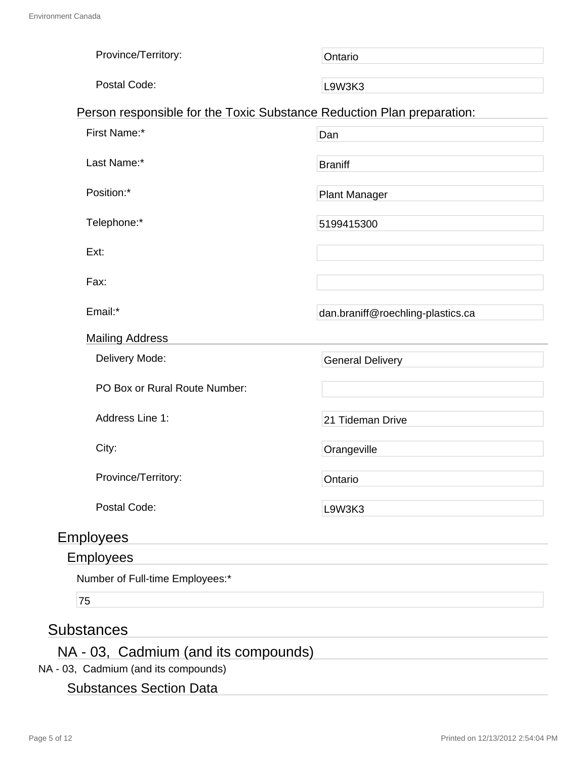Province/Territory: Ontario

Postal Code: L9W3K3

### Person responsible for the Toxic Substance Reduction Plan preparation:

| | |
|---|---|
| First Name:* | Dan |
| Last Name:* | Braniff |
| Position:* | Plant Manager |
| Telephone:* | 5199415300 |
| Ext: | |
| Fax: | |
| Email:* | dan.braniff@roechling-plastics.ca |

#### Mailing Address

| | |
|---|---|
| Delivery Mode: | General Delivery |
| PO Box or Rural Route Number: | |
| Address Line 1: | 21 Tideman Drive |
| City: | Orangeville |
| Province/Territory: | Ontario |
| Postal Code: | L9W3K3 |

## Employees

### Employees

Number of Full-time Employees:*

75

# Substances

## NA - 03, Cadmium (and its compounds)

NA - 03, Cadmium (and its compounds)

### Substances Section Data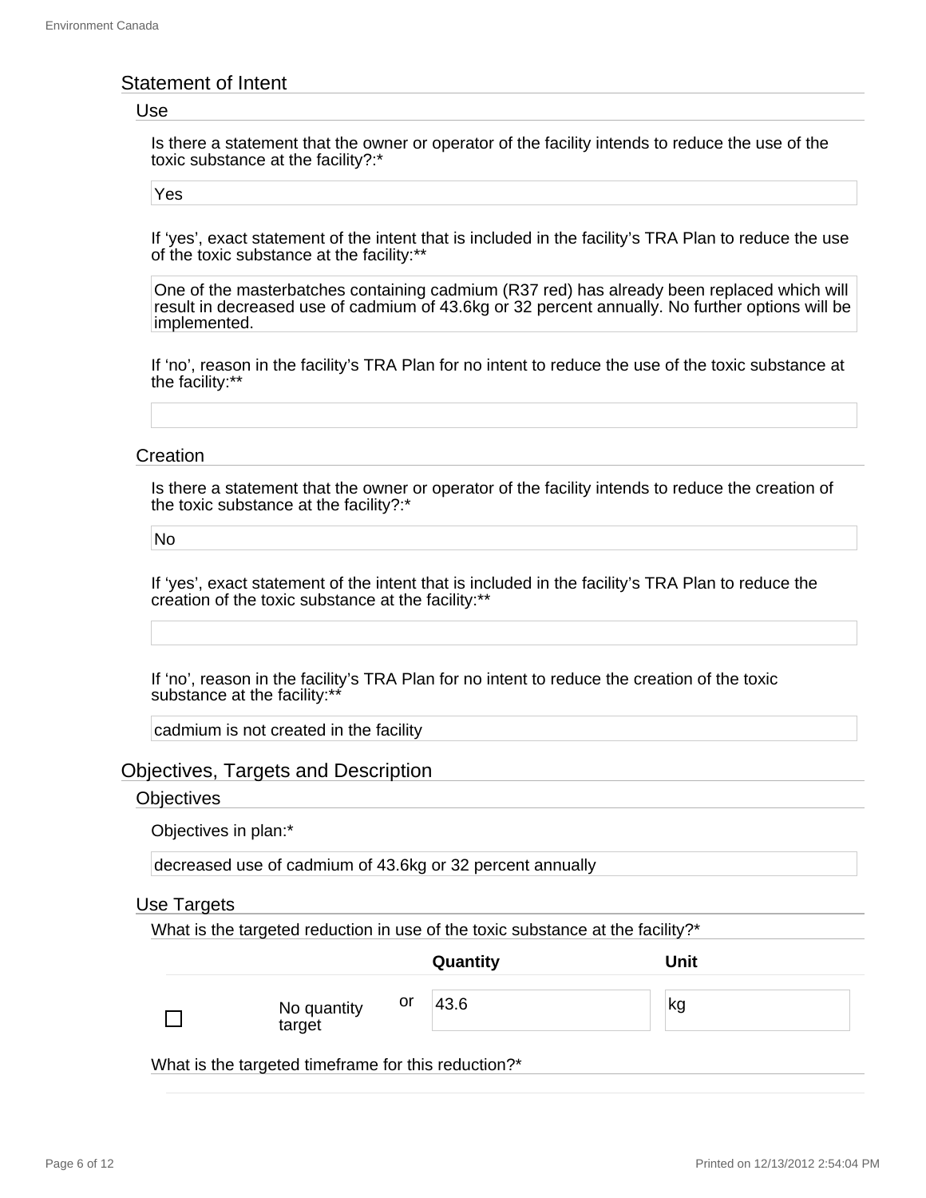# Statement of Intent

## Use

Is there a statement that the owner or operator of the facility intends to reduce the use of the toxic substance at the facility?:*

Yes

If 'yes', exact statement of the intent that is included in the facility's TRA Plan to reduce the use of the toxic substance at the facility:**

One of the masterbatches containing cadmium (R37 red) has already been replaced which will result in decreased use of cadmium of 43.6kg or 32 percent annually. No further options will be implemented.

If 'no', reason in the facility's TRA Plan for no intent to reduce the use of the toxic substance at the facility:**

## Creation

Is there a statement that the owner or operator of the facility intends to reduce the creation of the toxic substance at the facility?:*

No

If 'yes', exact statement of the intent that is included in the facility's TRA Plan to reduce the creation of the toxic substance at the facility:**

If 'no', reason in the facility's TRA Plan for no intent to reduce the creation of the toxic substance at the facility:**

cadmium is not created in the facility

# Objectives, Targets and Description

## Objectives

Objectives in plan:*

decreased use of cadmium of 43.6kg or 32 percent annually

## Use Targets

What is the targeted reduction in use of the toxic substance at the facility?*

| | | | Quantity | Unit |
|---|---|---|---|---|
| ☐ | No quantity target | or | 43.6 | kg |

What is the targeted timeframe for this reduction?*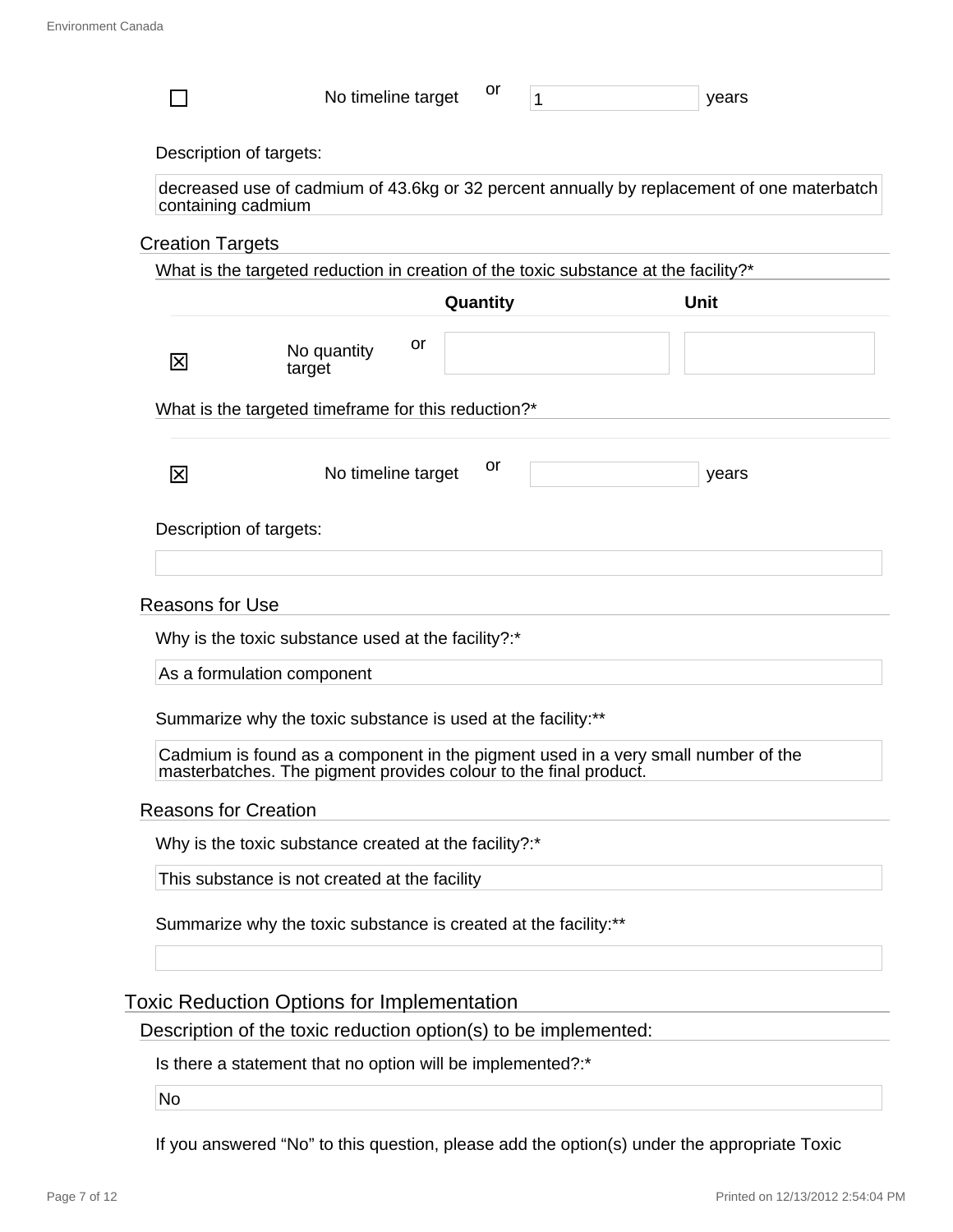☐ No timeline target or 1 years

Description of targets:

decreased use of cadmium of 43.6kg or 32 percent annually by replacement of one materbatch containing cadmium

### Creation Targets

What is the targeted reduction in creation of the toxic substance at the facility?*

| | | Quantity | Unit |
|---|---|---|---|
| ☒ | No quantity target or | | |

What is the targeted timeframe for this reduction?*

☒ No timeline target or years

Description of targets:

### Reasons for Use

Why is the toxic substance used at the facility?:*

As a formulation component

Summarize why the toxic substance is used at the facility:**

Cadmium is found as a component in the pigment used in a very small number of the masterbatches. The pigment provides colour to the final product.

### Reasons for Creation

Why is the toxic substance created at the facility?:*

This substance is not created at the facility

Summarize why the toxic substance is created at the facility:**

## Toxic Reduction Options for Implementation

### Description of the toxic reduction option(s) to be implemented:

Is there a statement that no option will be implemented?:*

No

If you answered “No” to this question, please add the option(s) under the appropriate Toxic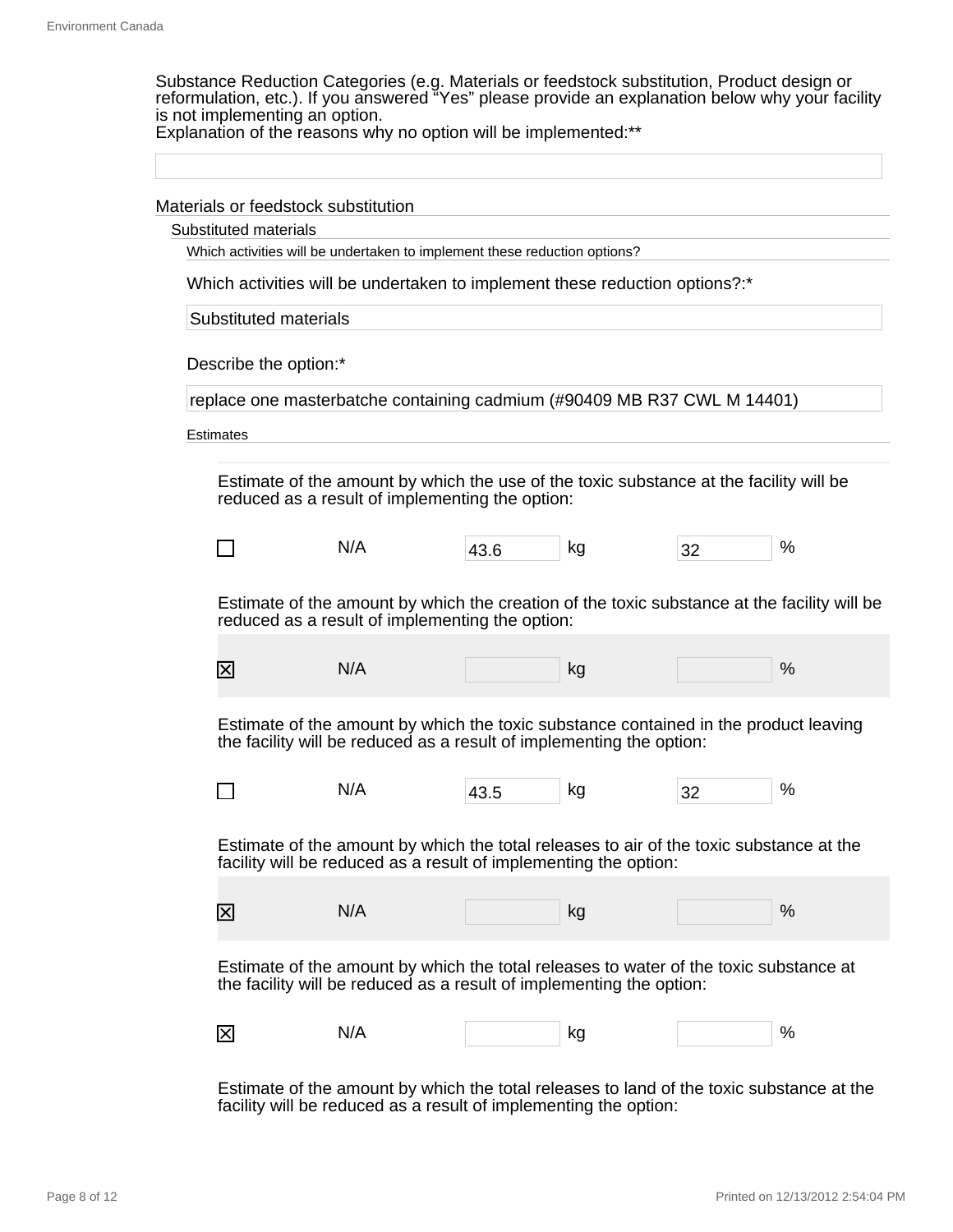Substance Reduction Categories (e.g. Materials or feedstock substitution, Product design or reformulation, etc.). If you answered “Yes” please provide an explanation below why your facility is not implementing an option.

Explanation of the reasons why no option will be implemented:**

## Materials or feedstock substitution

### Substituted materials

#### Which activities will be undertaken to implement these reduction options?

Which activities will be undertaken to implement these reduction options?:*

Substituted materials

Describe the option:*

replace one masterbatche containing cadmium (#90409 MB R37 CWL M 14401)

#### Estimates

Estimate of the amount by which the use of the toxic substance at the facility will be reduced as a result of implementing the option:

| ☐ | N/A | 43.6 | kg | 32 | % |
|---|---|---|---|---|---|

Estimate of the amount by which the creation of the toxic substance at the facility will be reduced as a result of implementing the option:

| ☒ | N/A | | kg | | % |
|---|---|---|---|---|---|

Estimate of the amount by which the toxic substance contained in the product leaving the facility will be reduced as a result of implementing the option:

| ☐ | N/A | 43.5 | kg | 32 | % |
|---|---|---|---|---|---|

Estimate of the amount by which the total releases to air of the toxic substance at the facility will be reduced as a result of implementing the option:

| ☒ | N/A | | kg | | % |
|---|---|---|---|---|---|

Estimate of the amount by which the total releases to water of the toxic substance at the facility will be reduced as a result of implementing the option:

| ☒ | N/A | | kg | | % |
|---|---|---|---|---|---|

Estimate of the amount by which the total releases to land of the toxic substance at the facility will be reduced as a result of implementing the option: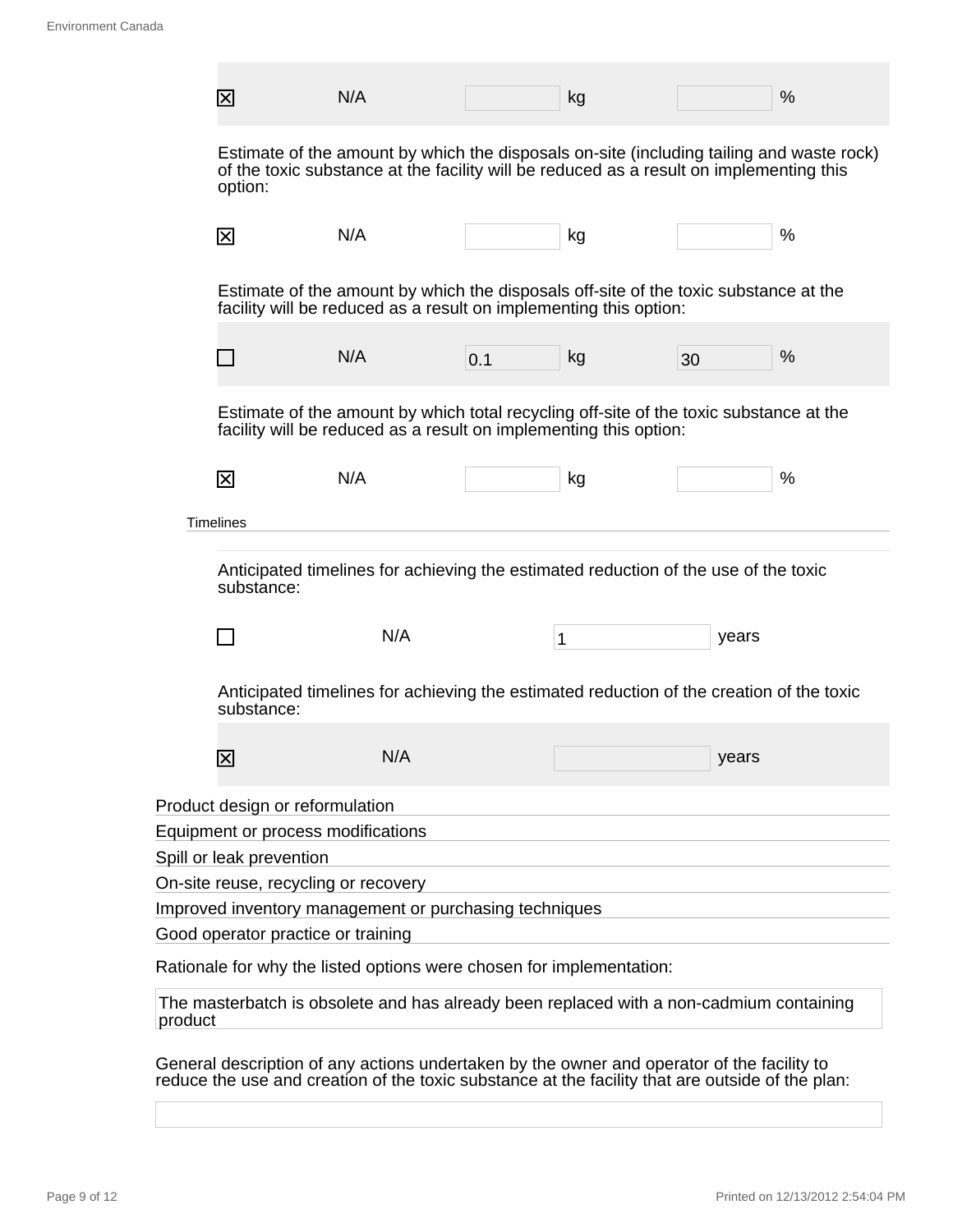| ☒ | N/A | | kg | | % |
|---|---|---|---|---|---|

Estimate of the amount by which the disposals on-site (including tailing and waste rock) of the toxic substance at the facility will be reduced as a result on implementing this option:

| ☒ | N/A | | kg | | % |
|---|---|---|---|---|---|

Estimate of the amount by which the disposals off-site of the toxic substance at the facility will be reduced as a result on implementing this option:

| ☐ | N/A | 0.1 | kg | 30 | % |
|---|---|---|---|---|---|

Estimate of the amount by which total recycling off-site of the toxic substance at the facility will be reduced as a result on implementing this option:

| ☒ | N/A | | kg | | % |
|---|---|---|---|---|---|

Timelines

Anticipated timelines for achieving the estimated reduction of the use of the toxic substance:

| ☐ | N/A | 1 | years |
|---|---|---|---|

Anticipated timelines for achieving the estimated reduction of the creation of the toxic substance:

| ☒ | N/A | | years |
|---|---|---|---|

Product design or reformulation

Equipment or process modifications

Spill or leak prevention

On-site reuse, recycling or recovery

Improved inventory management or purchasing techniques

Good operator practice or training

Rationale for why the listed options were chosen for implementation:

The masterbatch is obsolete and has already been replaced with a non-cadmium containing product

General description of any actions undertaken by the owner and operator of the facility to reduce the use and creation of the toxic substance at the facility that are outside of the plan: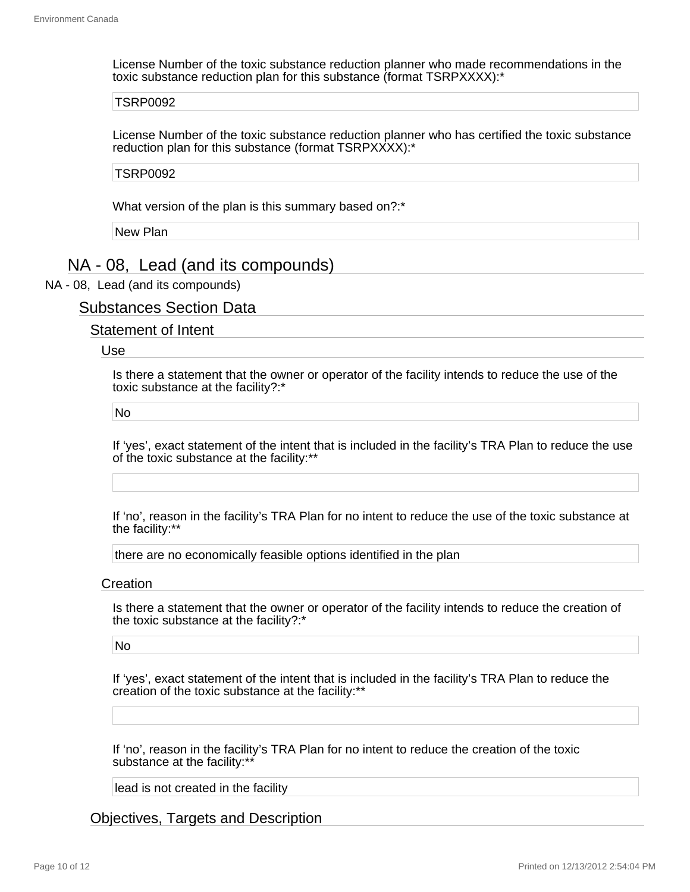License Number of the toxic substance reduction planner who made recommendations in the toxic substance reduction plan for this substance (format TSRPXXXX):*

TSRP0092

License Number of the toxic substance reduction planner who has certified the toxic substance reduction plan for this substance (format TSRPXXXX):*

TSRP0092

What version of the plan is this summary based on?:*

New Plan

## NA - 08, Lead (and its compounds)

NA - 08, Lead (and its compounds)

### Substances Section Data

#### Statement of Intent

##### Use

Is there a statement that the owner or operator of the facility intends to reduce the use of the toxic substance at the facility?:*

No

If 'yes', exact statement of the intent that is included in the facility's TRA Plan to reduce the use of the toxic substance at the facility:**

If 'no', reason in the facility's TRA Plan for no intent to reduce the use of the toxic substance at the facility:**

there are no economically feasible options identified in the plan

##### Creation

Is there a statement that the owner or operator of the facility intends to reduce the creation of the toxic substance at the facility?:*

No

If 'yes', exact statement of the intent that is included in the facility's TRA Plan to reduce the creation of the toxic substance at the facility:**

If 'no', reason in the facility's TRA Plan for no intent to reduce the creation of the toxic substance at the facility:**

lead is not created in the facility

#### Objectives, Targets and Description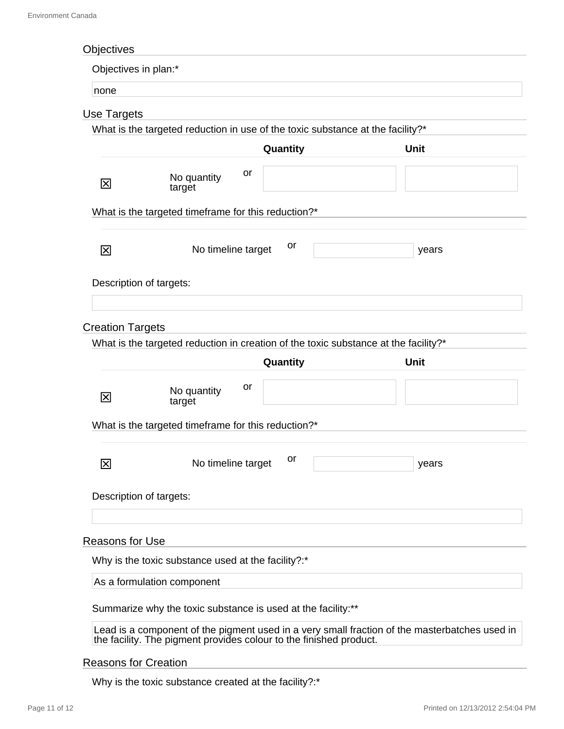## Objectives

Objectives in plan:*

none

## Use Targets

What is the targeted reduction in use of the toxic substance at the facility?*

| | | | Quantity | Unit |
|---|---|---|---|---|
| ☒ | No quantity target | or | | |

What is the targeted timeframe for this reduction?*

| | | | | |
|---|---|---|---|---|
| ☒ | No timeline target | or | | years |

Description of targets:

## Creation Targets

What is the targeted reduction in creation of the toxic substance at the facility?*

| | | | Quantity | Unit |
|---|---|---|---|---|
| ☒ | No quantity target | or | | |

What is the targeted timeframe for this reduction?*

| | | | | |
|---|---|---|---|---|
| ☒ | No timeline target | or | | years |

Description of targets:

## Reasons for Use

Why is the toxic substance used at the facility?:*

As a formulation component

Summarize why the toxic substance is used at the facility:**

Lead is a component of the pigment used in a very small fraction of the masterbatches used in the facility. The pigment provides colour to the finished product.

## Reasons for Creation

Why is the toxic substance created at the facility?:*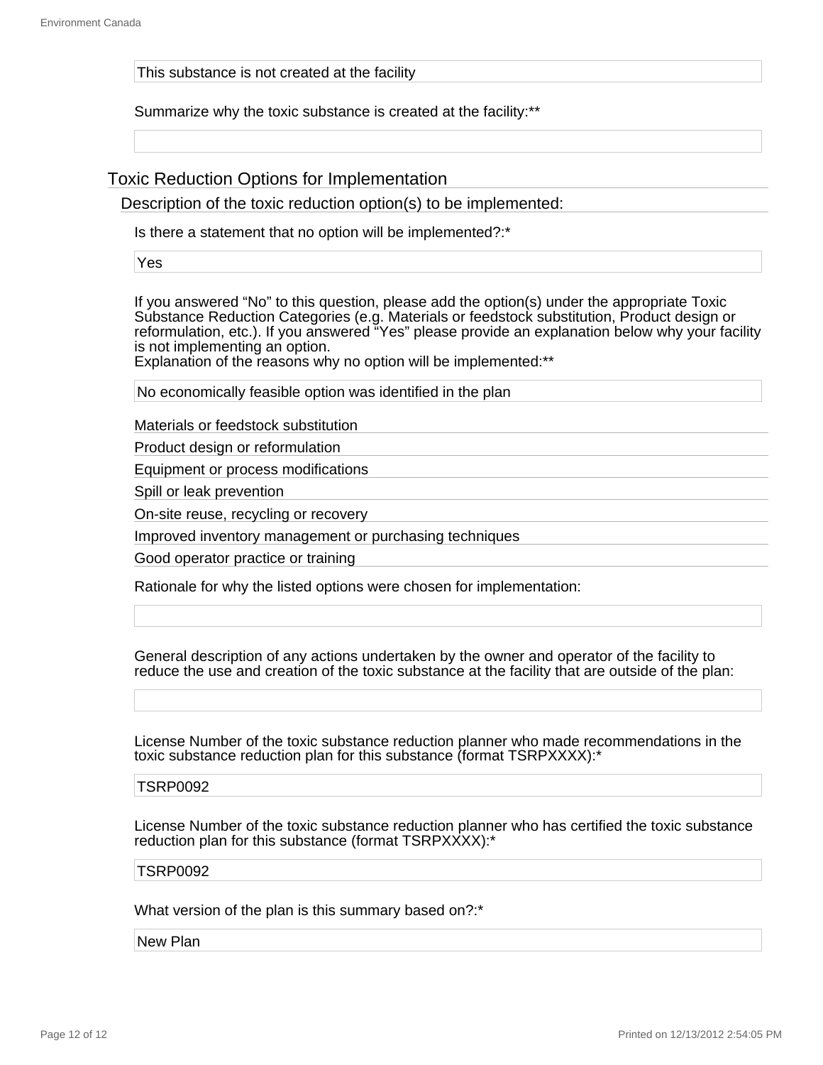This substance is not created at the facility

Summarize why the toxic substance is created at the facility:**

## Toxic Reduction Options for Implementation

### Description of the toxic reduction option(s) to be implemented:

Is there a statement that no option will be implemented?:*

Yes

If you answered “No” to this question, please add the option(s) under the appropriate Toxic Substance Reduction Categories (e.g. Materials or feedstock substitution, Product design or reformulation, etc.). If you answered “Yes” please provide an explanation below why your facility is not implementing an option.
Explanation of the reasons why no option will be implemented:**

No economically feasible option was identified in the plan

Materials or feedstock substitution

Product design or reformulation

Equipment or process modifications

Spill or leak prevention

On-site reuse, recycling or recovery

Improved inventory management or purchasing techniques

Good operator practice or training

Rationale for why the listed options were chosen for implementation:

General description of any actions undertaken by the owner and operator of the facility to reduce the use and creation of the toxic substance at the facility that are outside of the plan:

License Number of the toxic substance reduction planner who made recommendations in the toxic substance reduction plan for this substance (format TSRPXXXX):*

TSRP0092

License Number of the toxic substance reduction planner who has certified the toxic substance reduction plan for this substance (format TSRPXXXX):*

TSRP0092

What version of the plan is this summary based on?:*

New Plan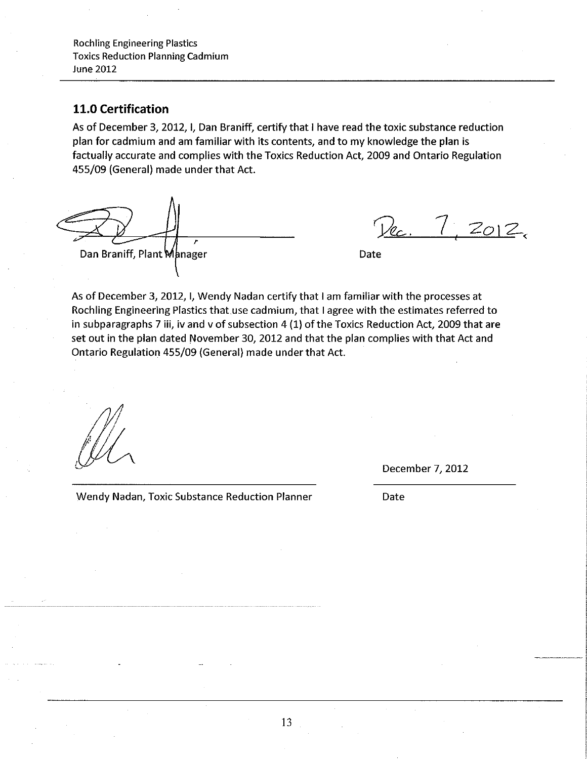## 11.0 Certification

As of December 3, 2012, I, Dan Braniff, certify that I have read the toxic substance reduction plan for cadmium and am familiar with its contents, and to my knowledge the plan is factually accurate and complies with the Toxics Reduction Act, 2009 and Ontario Regulation 455/09 (General) made under that Act.

Dan Braniff, Plant Manager

Dec. 7, 2012

Date

As of December 3, 2012, I, Wendy Nadan certify that I am familiar with the processes at Rochling Engineering Plastics that use cadmium, that I agree with the estimates referred to in subparagraphs 7 iii, iv and v of subsection 4 (1) of the Toxics Reduction Act, 2009 that are set out in the plan dated November 30, 2012 and that the plan complies with that Act and Ontario Regulation 455/09 (General) made under that Act.

Wendy Nadan, Toxic Substance Reduction Planner

December 7, 2012

Date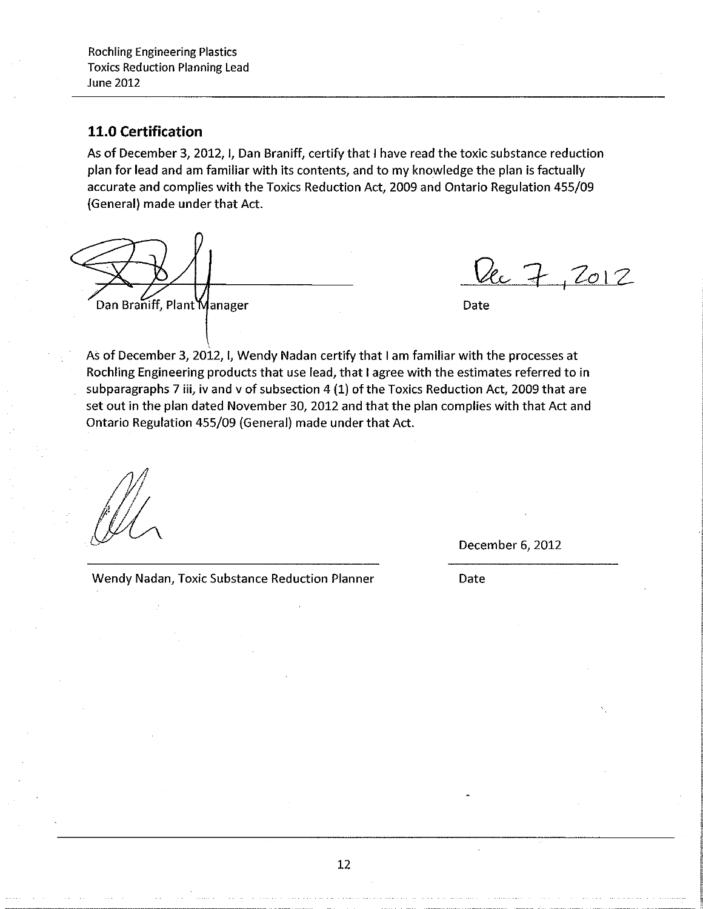## 11.0 Certification

As of December 3, 2012, I, Dan Braniff, certify that I have read the toxic substance reduction plan for lead and am familiar with its contents, and to my knowledge the plan is factually accurate and complies with the Toxics Reduction Act, 2009 and Ontario Regulation 455/09 (General) made under that Act.

Dan Braniff, Plant Manager

Dec 7, 2012
Date

As of December 3, 2012, I, Wendy Nadan certify that I am familiar with the processes at Rochling Engineering products that use lead, that I agree with the estimates referred to in subparagraphs 7 iii, iv and v of subsection 4 (1) of the Toxics Reduction Act, 2009 that are set out in the plan dated November 30, 2012 and that the plan complies with that Act and Ontario Regulation 455/09 (General) made under that Act.

December 6, 2012

Wendy Nadan, Toxic Substance Reduction Planner

Date